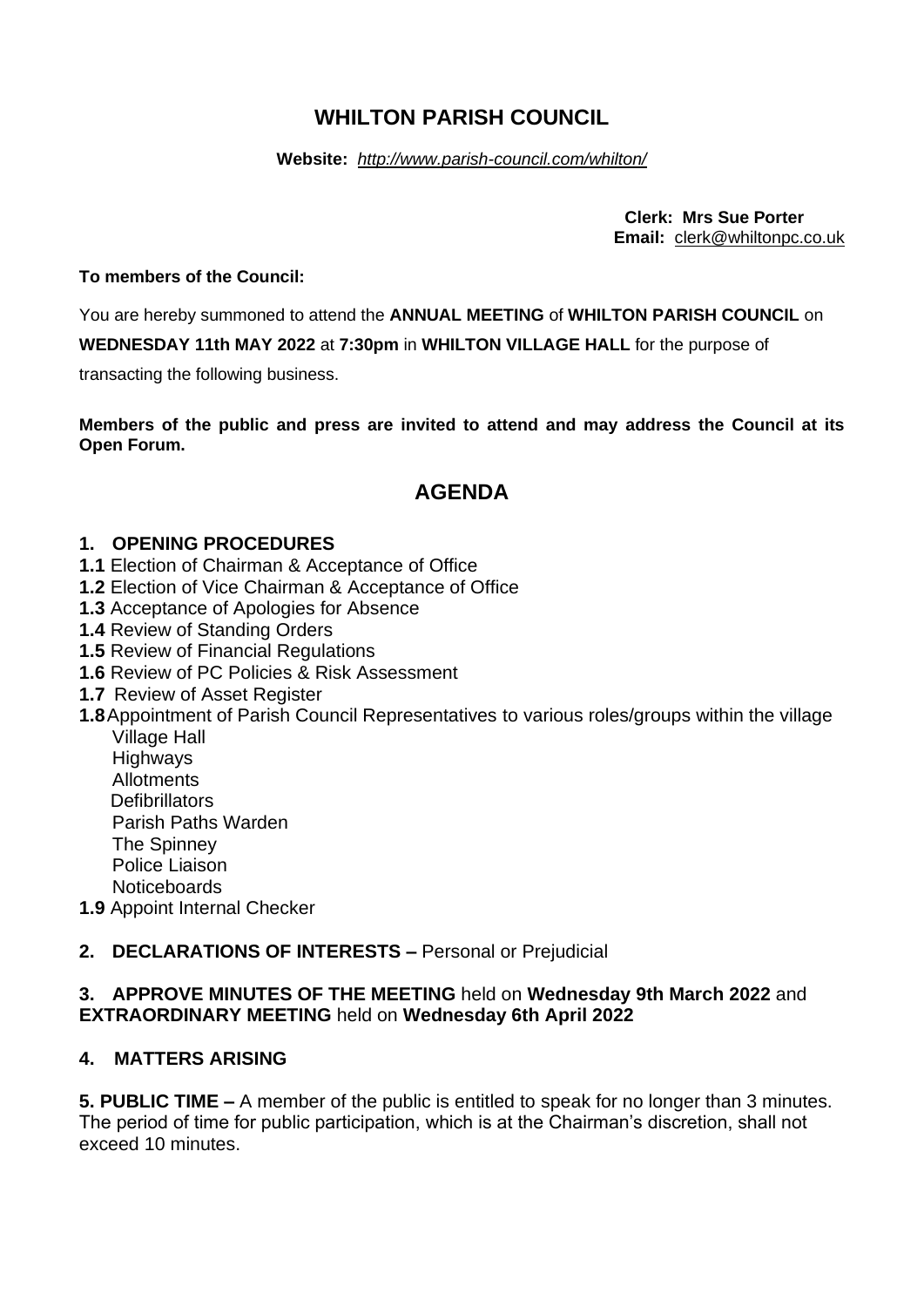# WHILTON PARISH COUNCIL

**Website:** *http://www.parish-council.com/whilton/*

**Clerk: Mrs Sue Porter**
**Email:** clerk@whiltonpc.co.uk

**To members of the Council:**

You are hereby summoned to attend the **ANNUAL MEETING** of **WHILTON PARISH COUNCIL** on **WEDNESDAY 11th MAY 2022** at **7:30pm** in **WHILTON VILLAGE HALL** for the purpose of transacting the following business.

**Members of the public and press are invited to attend and may address the Council at its Open Forum.**

## AGENDA

### 1. OPENING PROCEDURES

**1.1** Election of Chairman & Acceptance of Office
**1.2** Election of Vice Chairman & Acceptance of Office
**1.3** Acceptance of Apologies for Absence
**1.4** Review of Standing Orders
**1.5** Review of Financial Regulations
**1.6** Review of PC Policies & Risk Assessment
**1.7** Review of Asset Register
**1.8** Appointment of Parish Council Representatives to various roles/groups within the village

- Village Hall
- Highways
- Allotments
- Defibrillators
- Parish Paths Warden
- The Spinney
- Police Liaison
- Noticeboards

**1.9** Appoint Internal Checker

### 2. DECLARATIONS OF INTERESTS – Personal or Prejudicial

### 3. APPROVE MINUTES OF THE MEETING held on Wednesday 9th March 2022 and EXTRAORDINARY MEETING held on Wednesday 6th April 2022

### 4. MATTERS ARISING

**5. PUBLIC TIME –** A member of the public is entitled to speak for no longer than 3 minutes. The period of time for public participation, which is at the Chairman's discretion, shall not exceed 10 minutes.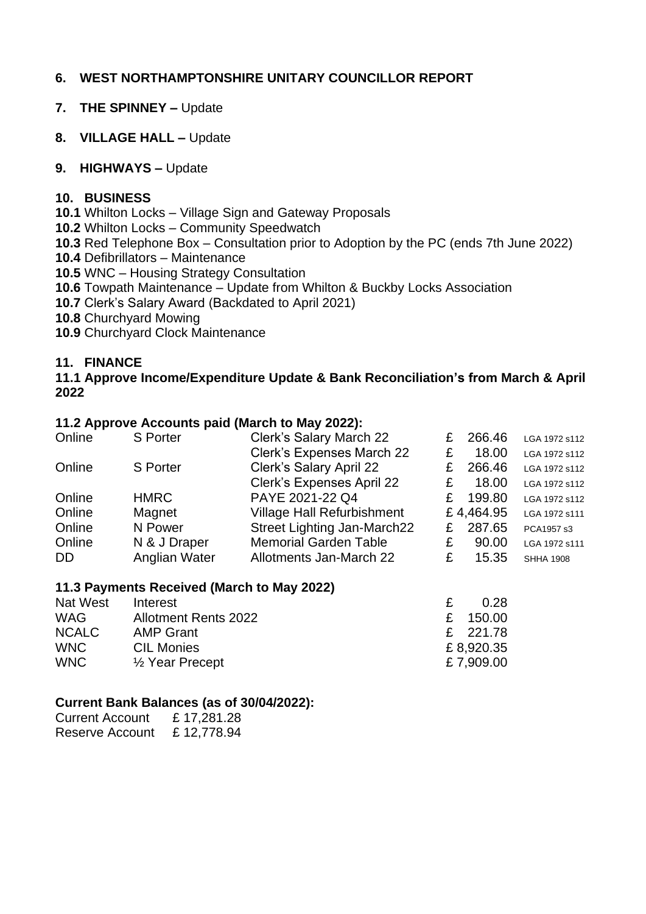## 6. WEST NORTHAMPTONSHIRE UNITARY COUNCILLOR REPORT

## 7. THE SPINNEY – Update

## 8. VILLAGE HALL – Update

## 9. HIGHWAYS – Update

## 10. BUSINESS

**10.1** Whilton Locks – Village Sign and Gateway Proposals
**10.2** Whilton Locks – Community Speedwatch
**10.3** Red Telephone Box – Consultation prior to Adoption by the PC (ends 7th June 2022)
**10.4** Defibrillators – Maintenance
**10.5** WNC – Housing Strategy Consultation
**10.6** Towpath Maintenance – Update from Whilton & Buckby Locks Association
**10.7** Clerk's Salary Award (Backdated to April 2021)
**10.8** Churchyard Mowing
**10.9** Churchyard Clock Maintenance

## 11. FINANCE

**11.1 Approve Income/Expenditure Update & Bank Reconciliation's from March & April 2022**

**11.2 Approve Accounts paid (March to May 2022):**

| | | | | |
|---|---|---|---|---|
| Online | S Porter | Clerk's Salary March 22 | £ 266.46 | LGA 1972 s112 |
| | | Clerk's Expenses March 22 | £ 18.00 | LGA 1972 s112 |
| Online | S Porter | Clerk's Salary April 22 | £ 266.46 | LGA 1972 s112 |
| | | Clerk's Expenses April 22 | £ 18.00 | LGA 1972 s112 |
| Online | HMRC | PAYE 2021-22 Q4 | £ 199.80 | LGA 1972 s112 |
| Online | Magnet | Village Hall Refurbishment | £ 4,464.95 | LGA 1972 s111 |
| Online | N Power | Street Lighting Jan-March22 | £ 287.65 | PCA1957 s3 |
| Online | N & J Draper | Memorial Garden Table | £ 90.00 | LGA 1972 s111 |
| DD | Anglian Water | Allotments Jan-March 22 | £ 15.35 | SHHA 1908 |

**11.3 Payments Received (March to May 2022)**

| | | |
|---|---|---|
| Nat West | Interest | £ 0.28 |
| WAG | Allotment Rents 2022 | £ 150.00 |
| NCALC | AMP Grant | £ 221.78 |
| WNC | CIL Monies | £ 8,920.35 |
| WNC | ½ Year Precept | £ 7,909.00 |

**Current Bank Balances (as of 30/04/2022):**

Current Account £ 17,281.28
Reserve Account £ 12,778.94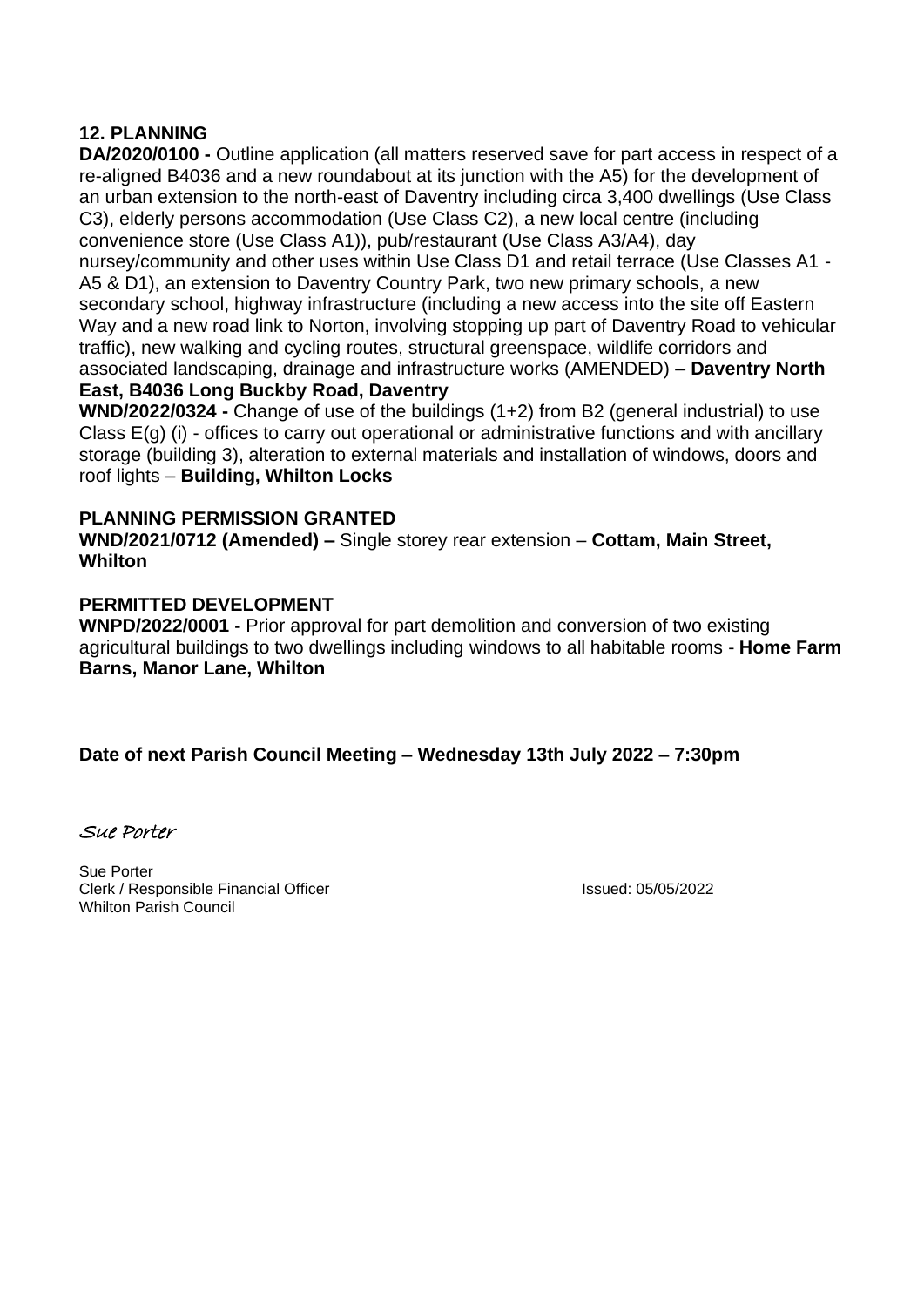## 12. PLANNING

**DA/2020/0100 -** Outline application (all matters reserved save for part access in respect of a re-aligned B4036 and a new roundabout at its junction with the A5) for the development of an urban extension to the north-east of Daventry including circa 3,400 dwellings (Use Class C3), elderly persons accommodation (Use Class C2), a new local centre (including convenience store (Use Class A1)), pub/restaurant (Use Class A3/A4), day nursey/community and other uses within Use Class D1 and retail terrace (Use Classes A1 - A5 & D1), an extension to Daventry Country Park, two new primary schools, a new secondary school, highway infrastructure (including a new access into the site off Eastern Way and a new road link to Norton, involving stopping up part of Daventry Road to vehicular traffic), new walking and cycling routes, structural greenspace, wildlife corridors and associated landscaping, drainage and infrastructure works (AMENDED) – **Daventry North East, B4036 Long Buckby Road, Daventry**

**WND/2022/0324 -** Change of use of the buildings (1+2) from B2 (general industrial) to use Class E(g) (i) - offices to carry out operational or administrative functions and with ancillary storage (building 3), alteration to external materials and installation of windows, doors and roof lights – **Building, Whilton Locks**

### PLANNING PERMISSION GRANTED

**WND/2021/0712 (Amended) –** Single storey rear extension – **Cottam, Main Street, Whilton**

### PERMITTED DEVELOPMENT

**WNPD/2022/0001 -** Prior approval for part demolition and conversion of two existing agricultural buildings to two dwellings including windows to all habitable rooms - **Home Farm Barns, Manor Lane, Whilton**

**Date of next Parish Council Meeting – Wednesday 13th July 2022 – 7:30pm**

*Sue Porter*

Sue Porter
Clerk / Responsible Financial Officer
Whilton Parish Council

Issued: 05/05/2022